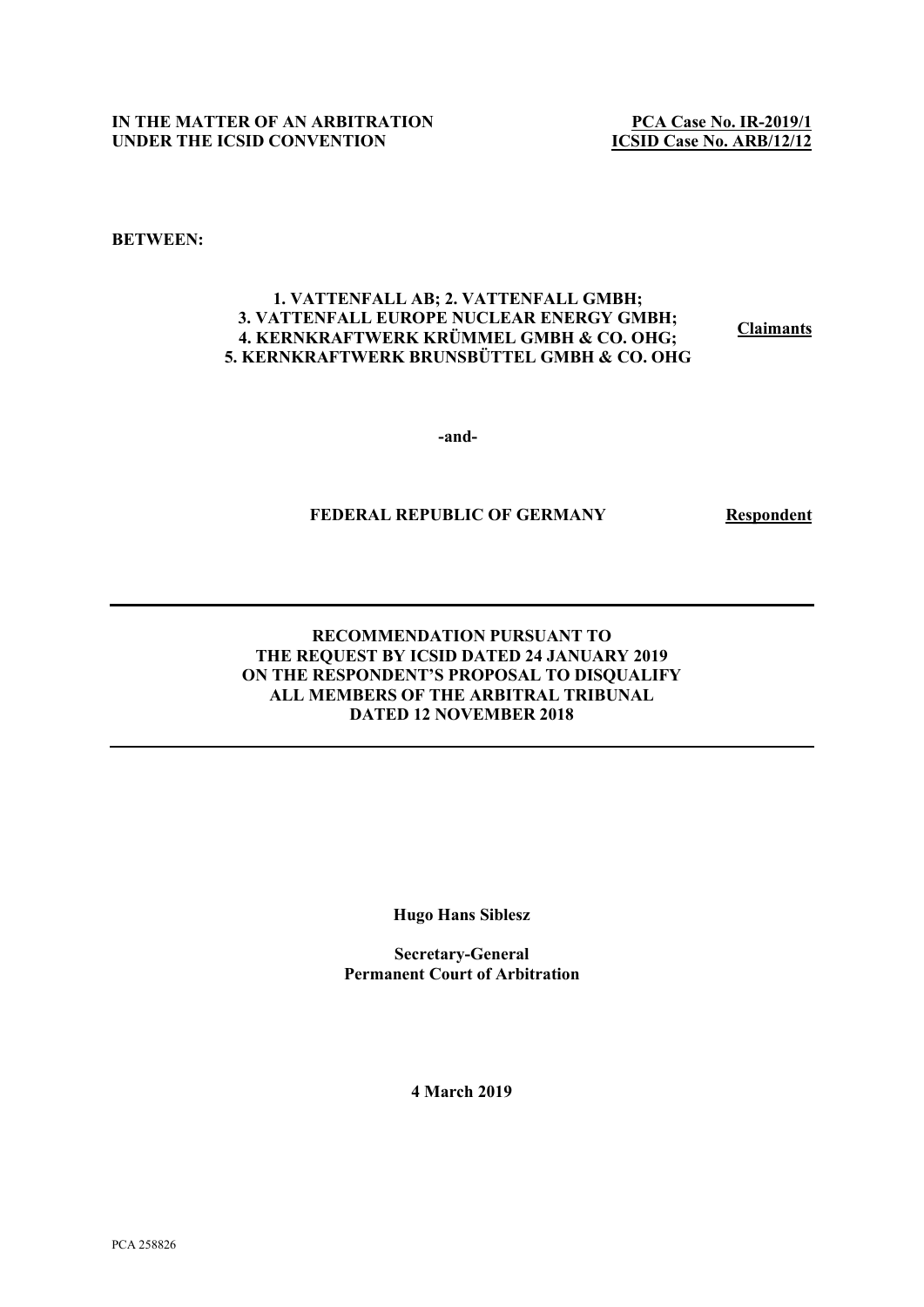**IN THE MATTER OF AN ARBITRATION UNDER THE ICSID CONVENTION**

**PCA Case No. IR-2019/1**
**ICSID Case No. ARB/12/12**

**BETWEEN:**

**1. VATTENFALL AB; 2. VATTENFALL GMBH; 3. VATTENFALL EUROPE NUCLEAR ENERGY GMBH; 4. KERNKRAFTWERK KRÜMMEL GMBH & CO. OHG; 5. KERNKRAFTWERK BRUNSBÜTTEL GMBH & CO. OHG** — **Claimants**

**-and-**

**FEDERAL REPUBLIC OF GERMANY** — **Respondent**

---

# RECOMMENDATION PURSUANT TO THE REQUEST BY ICSID DATED 24 JANUARY 2019 ON THE RESPONDENT'S PROPOSAL TO DISQUALIFY ALL MEMBERS OF THE ARBITRAL TRIBUNAL DATED 12 NOVEMBER 2018

---

**Hugo Hans Siblesz**

**Secretary-General**
**Permanent Court of Arbitration**

**4 March 2019**

PCA 258826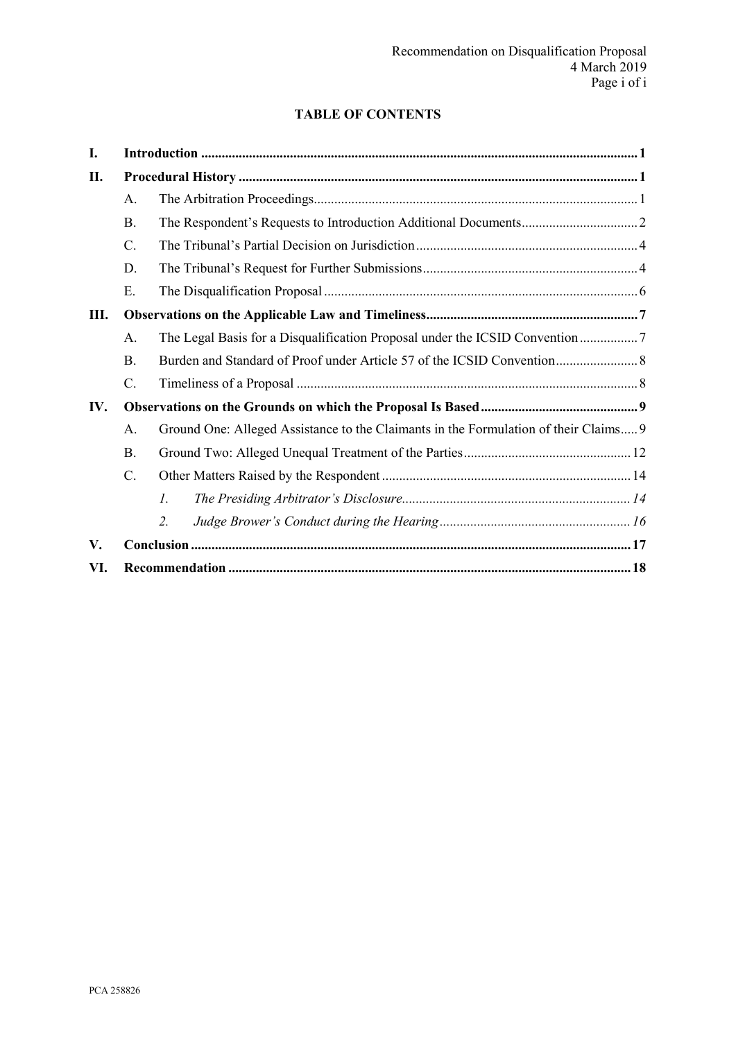**TABLE OF CONTENTS**

| | | | |
|---|---|---|---|
| **I.** | **Introduction** | | **1** |
| **II.** | **Procedural History** | | **1** |
| | A. | The Arbitration Proceedings | 1 |
| | B. | The Respondent's Requests to Introduction Additional Documents | 2 |
| | C. | The Tribunal's Partial Decision on Jurisdiction | 4 |
| | D. | The Tribunal's Request for Further Submissions | 4 |
| | E. | The Disqualification Proposal | 6 |
| **III.** | **Observations on the Applicable Law and Timeliness** | | **7** |
| | A. | The Legal Basis for a Disqualification Proposal under the ICSID Convention | 7 |
| | B. | Burden and Standard of Proof under Article 57 of the ICSID Convention | 8 |
| | C. | Timeliness of a Proposal | 8 |
| **IV.** | **Observations on the Grounds on which the Proposal Is Based** | | **9** |
| | A. | Ground One: Alleged Assistance to the Claimants in the Formulation of their Claims | 9 |
| | B. | Ground Two: Alleged Unequal Treatment of the Parties | 12 |
| | C. | Other Matters Raised by the Respondent | 14 |
| | | *1. The Presiding Arbitrator's Disclosure* | *14* |
| | | *2. Judge Brower's Conduct during the Hearing* | *16* |
| **V.** | **Conclusion** | | **17** |
| **VI.** | **Recommendation** | | **18** |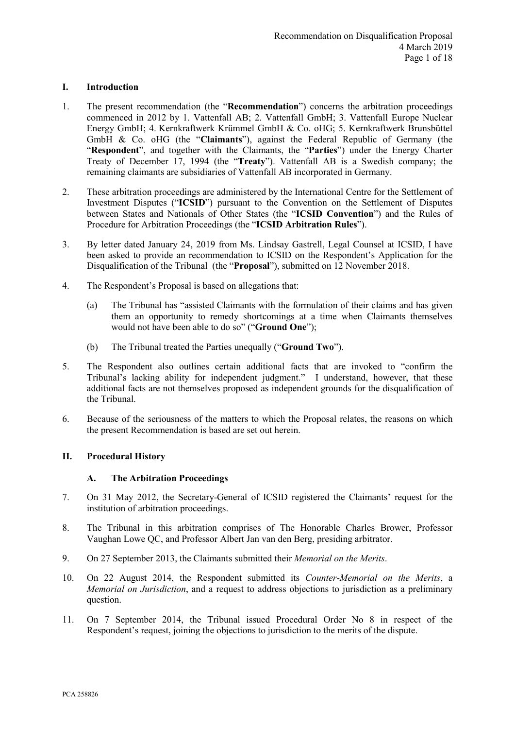## I. Introduction

1. The present recommendation (the "**Recommendation**") concerns the arbitration proceedings commenced in 2012 by 1. Vattenfall AB; 2. Vattenfall GmbH; 3. Vattenfall Europe Nuclear Energy GmbH; 4. Kernkraftwerk Krümmel GmbH & Co. oHG; 5. Kernkraftwerk Brunsbüttel GmbH & Co. oHG (the "**Claimants**"), against the Federal Republic of Germany (the "**Respondent**", and together with the Claimants, the "**Parties**") under the Energy Charter Treaty of December 17, 1994 (the "**Treaty**"). Vattenfall AB is a Swedish company; the remaining claimants are subsidiaries of Vattenfall AB incorporated in Germany.

2. These arbitration proceedings are administered by the International Centre for the Settlement of Investment Disputes ("**ICSID**") pursuant to the Convention on the Settlement of Disputes between States and Nationals of Other States (the "**ICSID Convention**") and the Rules of Procedure for Arbitration Proceedings (the "**ICSID Arbitration Rules**").

3. By letter dated January 24, 2019 from Ms. Lindsay Gastrell, Legal Counsel at ICSID, I have been asked to provide an recommendation to ICSID on the Respondent's Application for the Disqualification of the Tribunal (the "**Proposal**"), submitted on 12 November 2018.

4. The Respondent's Proposal is based on allegations that:

   (a) The Tribunal has "assisted Claimants with the formulation of their claims and has given them an opportunity to remedy shortcomings at a time when Claimants themselves would not have been able to do so" ("**Ground One**");

   (b) The Tribunal treated the Parties unequally ("**Ground Two**").

5. The Respondent also outlines certain additional facts that are invoked to "confirm the Tribunal's lacking ability for independent judgment." I understand, however, that these additional facts are not themselves proposed as independent grounds for the disqualification of the Tribunal.

6. Because of the seriousness of the matters to which the Proposal relates, the reasons on which the present Recommendation is based are set out herein.

## II. Procedural History

### A. The Arbitration Proceedings

7. On 31 May 2012, the Secretary-General of ICSID registered the Claimants' request for the institution of arbitration proceedings.

8. The Tribunal in this arbitration comprises of The Honorable Charles Brower, Professor Vaughan Lowe QC, and Professor Albert Jan van den Berg, presiding arbitrator.

9. On 27 September 2013, the Claimants submitted their *Memorial on the Merits*.

10. On 22 August 2014, the Respondent submitted its *Counter-Memorial on the Merits*, a *Memorial on Jurisdiction*, and a request to address objections to jurisdiction as a preliminary question.

11. On 7 September 2014, the Tribunal issued Procedural Order No 8 in respect of the Respondent's request, joining the objections to jurisdiction to the merits of the dispute.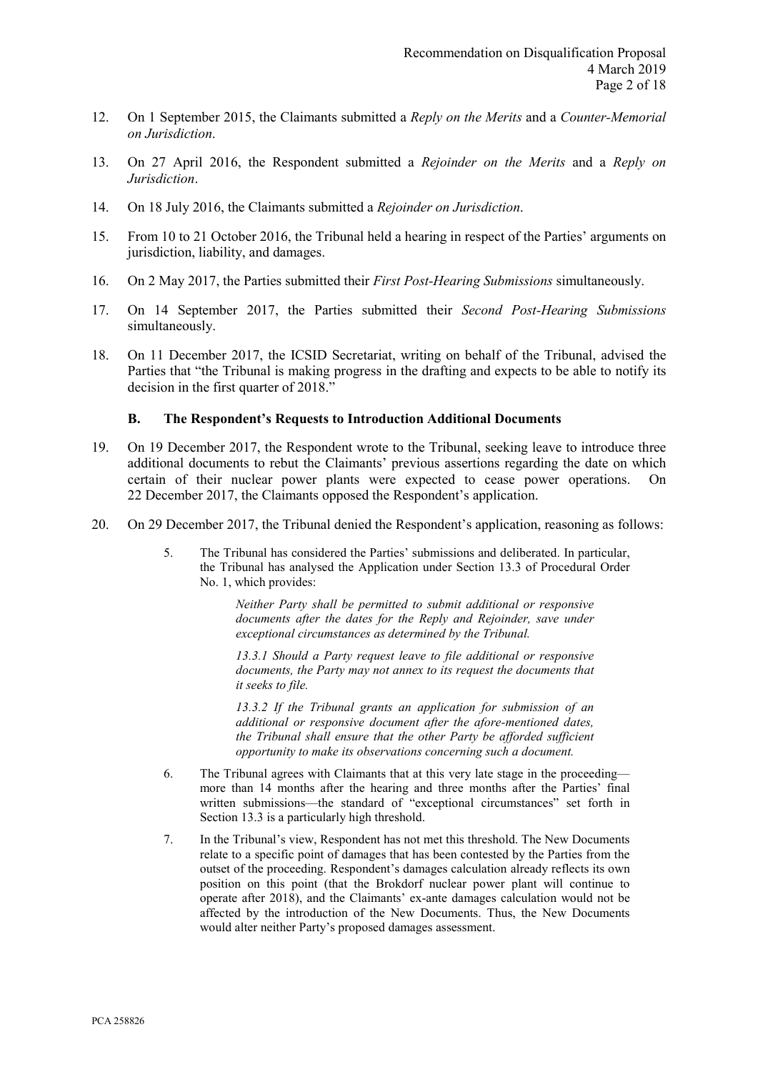12. On 1 September 2015, the Claimants submitted a *Reply on the Merits* and a *Counter-Memorial on Jurisdiction*.

13. On 27 April 2016, the Respondent submitted a *Rejoinder on the Merits* and a *Reply on Jurisdiction*.

14. On 18 July 2016, the Claimants submitted a *Rejoinder on Jurisdiction*.

15. From 10 to 21 October 2016, the Tribunal held a hearing in respect of the Parties' arguments on jurisdiction, liability, and damages.

16. On 2 May 2017, the Parties submitted their *First Post-Hearing Submissions* simultaneously.

17. On 14 September 2017, the Parties submitted their *Second Post-Hearing Submissions* simultaneously.

18. On 11 December 2017, the ICSID Secretariat, writing on behalf of the Tribunal, advised the Parties that "the Tribunal is making progress in the drafting and expects to be able to notify its decision in the first quarter of 2018."

### B. The Respondent's Requests to Introduction Additional Documents

19. On 19 December 2017, the Respondent wrote to the Tribunal, seeking leave to introduce three additional documents to rebut the Claimants' previous assertions regarding the date on which certain of their nuclear power plants were expected to cease power operations. On 22 December 2017, the Claimants opposed the Respondent's application.

20. On 29 December 2017, the Tribunal denied the Respondent's application, reasoning as follows:

> 5. The Tribunal has considered the Parties' submissions and deliberated. In particular, the Tribunal has analysed the Application under Section 13.3 of Procedural Order No. 1, which provides:
>
> > *Neither Party shall be permitted to submit additional or responsive documents after the dates for the Reply and Rejoinder, save under exceptional circumstances as determined by the Tribunal.*
> >
> > *13.3.1 Should a Party request leave to file additional or responsive documents, the Party may not annex to its request the documents that it seeks to file.*
> >
> > *13.3.2 If the Tribunal grants an application for submission of an additional or responsive document after the afore-mentioned dates, the Tribunal shall ensure that the other Party be afforded sufficient opportunity to make its observations concerning such a document.*
>
> 6. The Tribunal agrees with Claimants that at this very late stage in the proceeding—more than 14 months after the hearing and three months after the Parties' final written submissions—the standard of "exceptional circumstances" set forth in Section 13.3 is a particularly high threshold.
>
> 7. In the Tribunal's view, Respondent has not met this threshold. The New Documents relate to a specific point of damages that has been contested by the Parties from the outset of the proceeding. Respondent's damages calculation already reflects its own position on this point (that the Brokdorf nuclear power plant will continue to operate after 2018), and the Claimants' ex-ante damages calculation would not be affected by the introduction of the New Documents. Thus, the New Documents would alter neither Party's proposed damages assessment.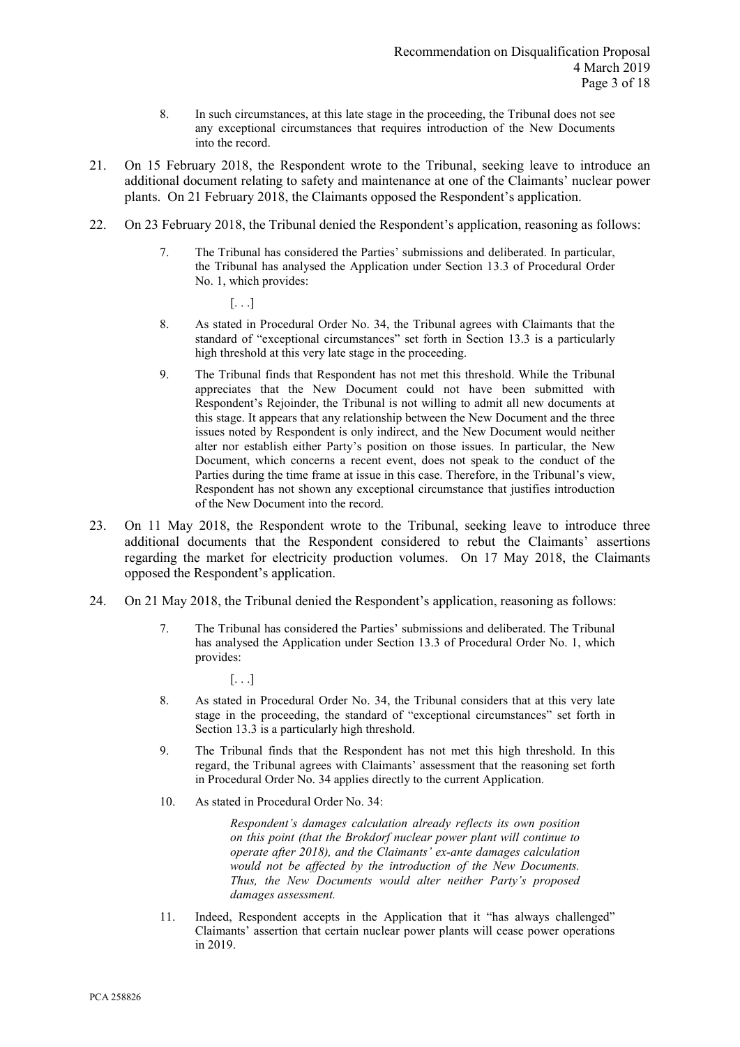8. In such circumstances, at this late stage in the proceeding, the Tribunal does not see any exceptional circumstances that requires introduction of the New Documents into the record.

21. On 15 February 2018, the Respondent wrote to the Tribunal, seeking leave to introduce an additional document relating to safety and maintenance at one of the Claimants' nuclear power plants. On 21 February 2018, the Claimants opposed the Respondent's application.

22. On 23 February 2018, the Tribunal denied the Respondent's application, reasoning as follows:

    7. The Tribunal has considered the Parties' submissions and deliberated. In particular, the Tribunal has analysed the Application under Section 13.3 of Procedural Order No. 1, which provides:

       [. . .]

    8. As stated in Procedural Order No. 34, the Tribunal agrees with Claimants that the standard of "exceptional circumstances" set forth in Section 13.3 is a particularly high threshold at this very late stage in the proceeding.

    9. The Tribunal finds that Respondent has not met this threshold. While the Tribunal appreciates that the New Document could not have been submitted with Respondent's Rejoinder, the Tribunal is not willing to admit all new documents at this stage. It appears that any relationship between the New Document and the three issues noted by Respondent is only indirect, and the New Document would neither alter nor establish either Party's position on those issues. In particular, the New Document, which concerns a recent event, does not speak to the conduct of the Parties during the time frame at issue in this case. Therefore, in the Tribunal's view, Respondent has not shown any exceptional circumstance that justifies introduction of the New Document into the record.

23. On 11 May 2018, the Respondent wrote to the Tribunal, seeking leave to introduce three additional documents that the Respondent considered to rebut the Claimants' assertions regarding the market for electricity production volumes. On 17 May 2018, the Claimants opposed the Respondent's application.

24. On 21 May 2018, the Tribunal denied the Respondent's application, reasoning as follows:

    7. The Tribunal has considered the Parties' submissions and deliberated. The Tribunal has analysed the Application under Section 13.3 of Procedural Order No. 1, which provides:

       [. . .]

    8. As stated in Procedural Order No. 34, the Tribunal considers that at this very late stage in the proceeding, the standard of "exceptional circumstances" set forth in Section 13.3 is a particularly high threshold.

    9. The Tribunal finds that the Respondent has not met this high threshold. In this regard, the Tribunal agrees with Claimants' assessment that the reasoning set forth in Procedural Order No. 34 applies directly to the current Application.

    10. As stated in Procedural Order No. 34:

        *Respondent's damages calculation already reflects its own position on this point (that the Brokdorf nuclear power plant will continue to operate after 2018), and the Claimants' ex-ante damages calculation would not be affected by the introduction of the New Documents. Thus, the New Documents would alter neither Party's proposed damages assessment.*

    11. Indeed, Respondent accepts in the Application that it "has always challenged" Claimants' assertion that certain nuclear power plants will cease power operations in 2019.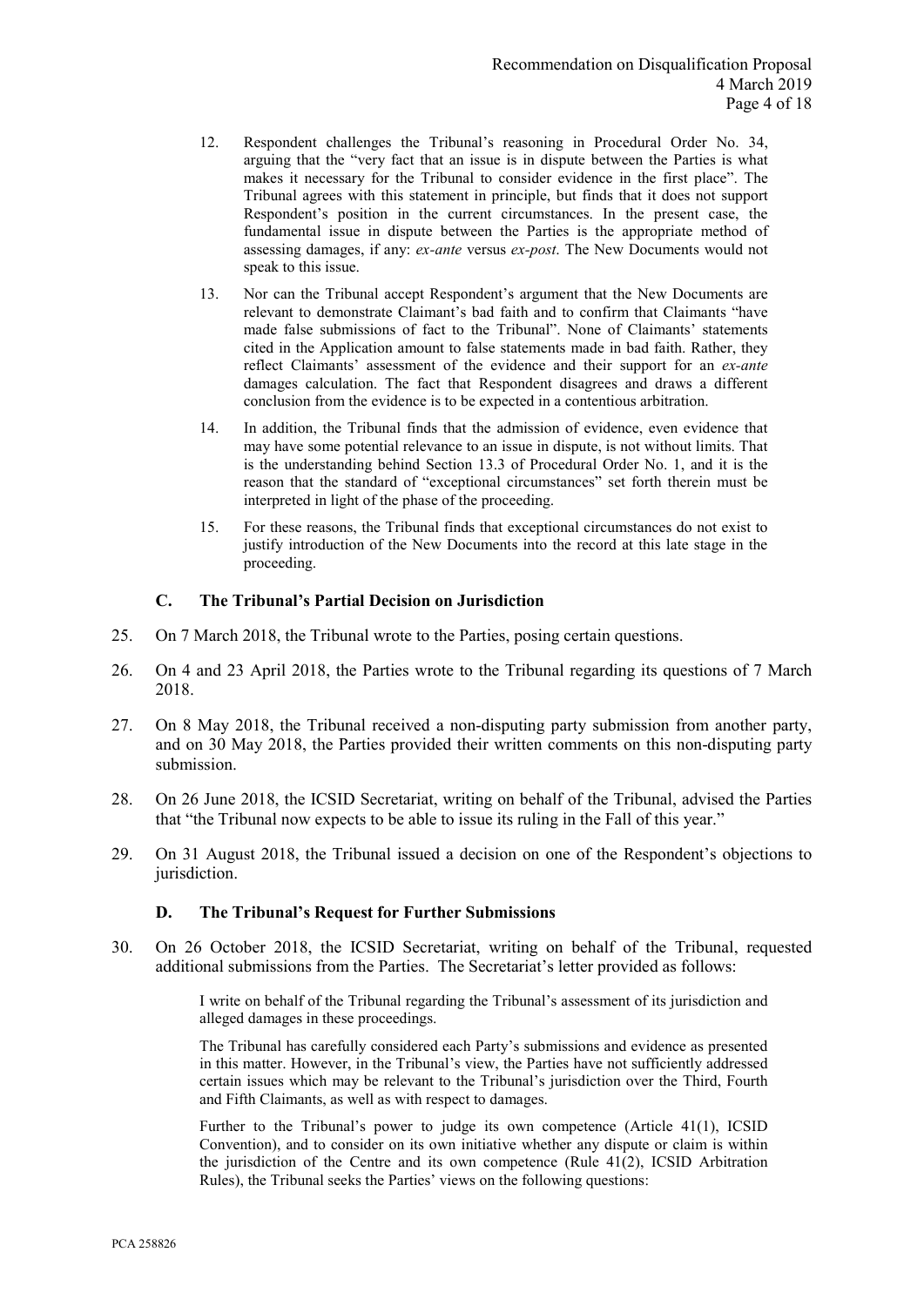> 12. Respondent challenges the Tribunal's reasoning in Procedural Order No. 34, arguing that the "very fact that an issue is in dispute between the Parties is what makes it necessary for the Tribunal to consider evidence in the first place". The Tribunal agrees with this statement in principle, but finds that it does not support Respondent's position in the current circumstances. In the present case, the fundamental issue in dispute between the Parties is the appropriate method of assessing damages, if any: *ex-ante* versus *ex-post*. The New Documents would not speak to this issue.
>
> 13. Nor can the Tribunal accept Respondent's argument that the New Documents are relevant to demonstrate Claimant's bad faith and to confirm that Claimants "have made false submissions of fact to the Tribunal". None of Claimants' statements cited in the Application amount to false statements made in bad faith. Rather, they reflect Claimants' assessment of the evidence and their support for an *ex-ante* damages calculation. The fact that Respondent disagrees and draws a different conclusion from the evidence is to be expected in a contentious arbitration.
>
> 14. In addition, the Tribunal finds that the admission of evidence, even evidence that may have some potential relevance to an issue in dispute, is not without limits. That is the understanding behind Section 13.3 of Procedural Order No. 1, and it is the reason that the standard of "exceptional circumstances" set forth therein must be interpreted in light of the phase of the proceeding.
>
> 15. For these reasons, the Tribunal finds that exceptional circumstances do not exist to justify introduction of the New Documents into the record at this late stage in the proceeding.

### C. The Tribunal's Partial Decision on Jurisdiction

25. On 7 March 2018, the Tribunal wrote to the Parties, posing certain questions.

26. On 4 and 23 April 2018, the Parties wrote to the Tribunal regarding its questions of 7 March 2018.

27. On 8 May 2018, the Tribunal received a non-disputing party submission from another party, and on 30 May 2018, the Parties provided their written comments on this non-disputing party submission.

28. On 26 June 2018, the ICSID Secretariat, writing on behalf of the Tribunal, advised the Parties that "the Tribunal now expects to be able to issue its ruling in the Fall of this year."

29. On 31 August 2018, the Tribunal issued a decision on one of the Respondent's objections to jurisdiction.

### D. The Tribunal's Request for Further Submissions

30. On 26 October 2018, the ICSID Secretariat, writing on behalf of the Tribunal, requested additional submissions from the Parties. The Secretariat's letter provided as follows:

> I write on behalf of the Tribunal regarding the Tribunal's assessment of its jurisdiction and alleged damages in these proceedings.
>
> The Tribunal has carefully considered each Party's submissions and evidence as presented in this matter. However, in the Tribunal's view, the Parties have not sufficiently addressed certain issues which may be relevant to the Tribunal's jurisdiction over the Third, Fourth and Fifth Claimants, as well as with respect to damages.
>
> Further to the Tribunal's power to judge its own competence (Article 41(1), ICSID Convention), and to consider on its own initiative whether any dispute or claim is within the jurisdiction of the Centre and its own competence (Rule 41(2), ICSID Arbitration Rules), the Tribunal seeks the Parties' views on the following questions: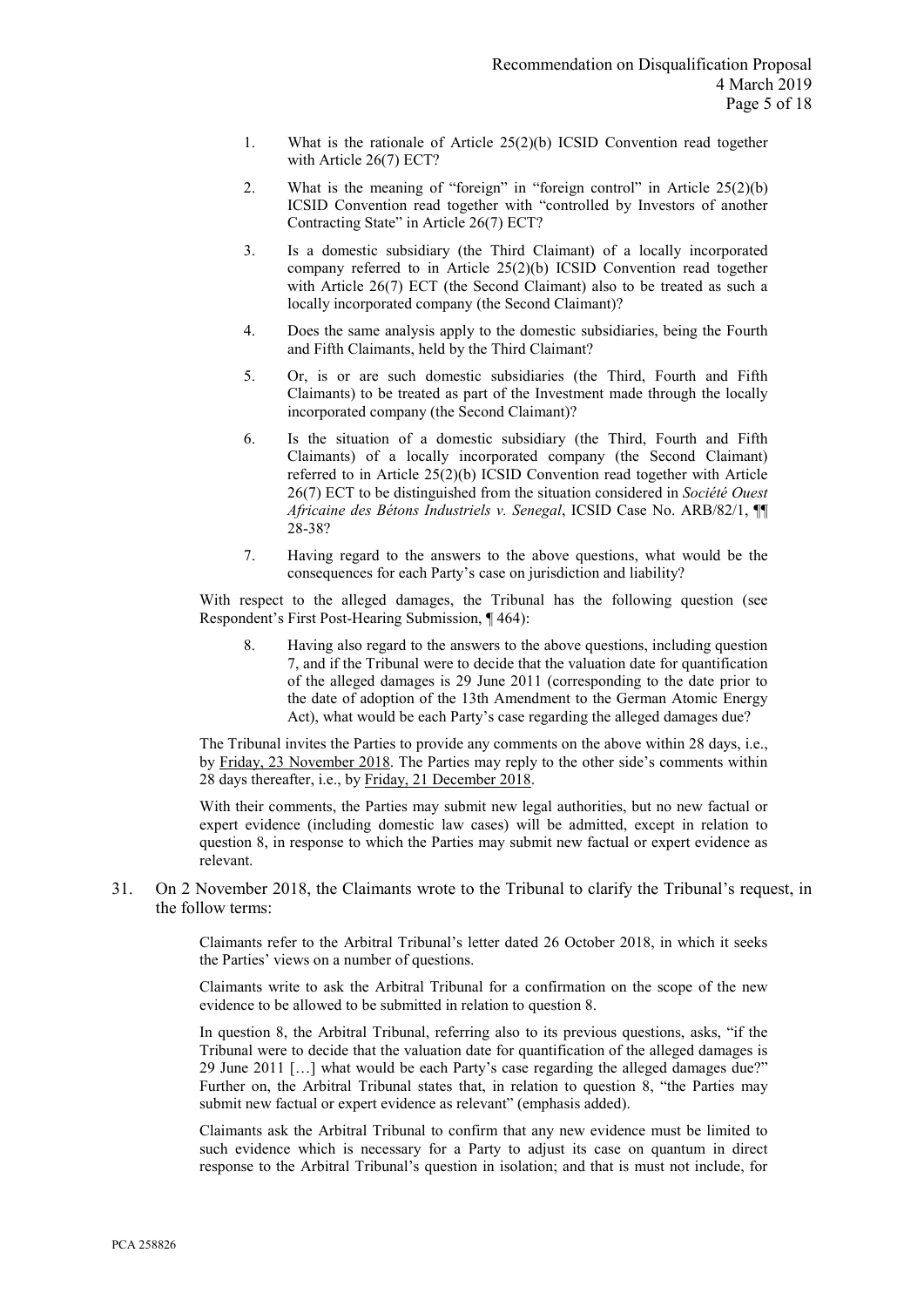1. What is the rationale of Article 25(2)(b) ICSID Convention read together with Article 26(7) ECT?

2. What is the meaning of "foreign" in "foreign control" in Article 25(2)(b) ICSID Convention read together with "controlled by Investors of another Contracting State" in Article 26(7) ECT?

3. Is a domestic subsidiary (the Third Claimant) of a locally incorporated company referred to in Article 25(2)(b) ICSID Convention read together with Article 26(7) ECT (the Second Claimant) also to be treated as such a locally incorporated company (the Second Claimant)?

4. Does the same analysis apply to the domestic subsidiaries, being the Fourth and Fifth Claimants, held by the Third Claimant?

5. Or, is or are such domestic subsidiaries (the Third, Fourth and Fifth Claimants) to be treated as part of the Investment made through the locally incorporated company (the Second Claimant)?

6. Is the situation of a domestic subsidiary (the Third, Fourth and Fifth Claimants) of a locally incorporated company (the Second Claimant) referred to in Article 25(2)(b) ICSID Convention read together with Article 26(7) ECT to be distinguished from the situation considered in *Société Ouest Africaine des Bétons Industriels v. Senegal*, ICSID Case No. ARB/82/1, ¶¶ 28-38?

7. Having regard to the answers to the above questions, what would be the consequences for each Party's case on jurisdiction and liability?

With respect to the alleged damages, the Tribunal has the following question (see Respondent's First Post-Hearing Submission, ¶ 464):

8. Having also regard to the answers to the above questions, including question 7, and if the Tribunal were to decide that the valuation date for quantification of the alleged damages is 29 June 2011 (corresponding to the date prior to the date of adoption of the 13th Amendment to the German Atomic Energy Act), what would be each Party's case regarding the alleged damages due?

The Tribunal invites the Parties to provide any comments on the above within 28 days, i.e., by Friday, 23 November 2018. The Parties may reply to the other side's comments within 28 days thereafter, i.e., by Friday, 21 December 2018.

With their comments, the Parties may submit new legal authorities, but no new factual or expert evidence (including domestic law cases) will be admitted, except in relation to question 8, in response to which the Parties may submit new factual or expert evidence as relevant.

31. On 2 November 2018, the Claimants wrote to the Tribunal to clarify the Tribunal's request, in the follow terms:

> Claimants refer to the Arbitral Tribunal's letter dated 26 October 2018, in which it seeks the Parties' views on a number of questions.
>
> Claimants write to ask the Arbitral Tribunal for a confirmation on the scope of the new evidence to be allowed to be submitted in relation to question 8.
>
> In question 8, the Arbitral Tribunal, referring also to its previous questions, asks, "if the Tribunal were to decide that the valuation date for quantification of the alleged damages is 29 June 2011 […] what would be each Party's case regarding the alleged damages due?" Further on, the Arbitral Tribunal states that, in relation to question 8, "the Parties may submit new factual or expert evidence as relevant" (emphasis added).
>
> Claimants ask the Arbitral Tribunal to confirm that any new evidence must be limited to such evidence which is necessary for a Party to adjust its case on quantum in direct response to the Arbitral Tribunal's question in isolation; and that is must not include, for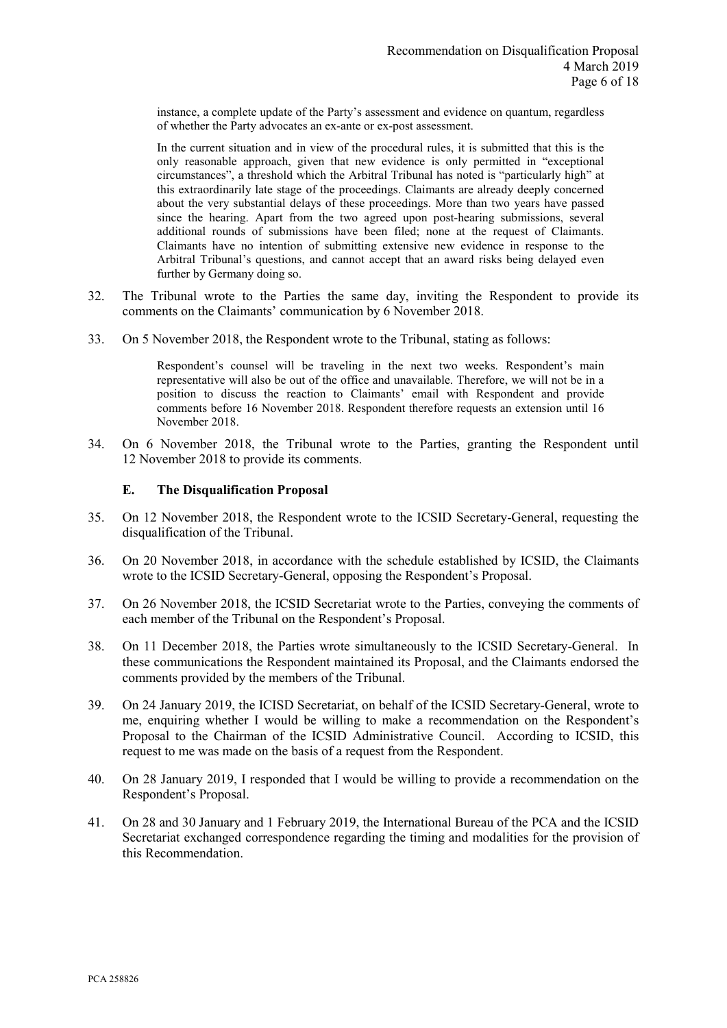> instance, a complete update of the Party's assessment and evidence on quantum, regardless of whether the Party advocates an ex-ante or ex-post assessment.
>
> In the current situation and in view of the procedural rules, it is submitted that this is the only reasonable approach, given that new evidence is only permitted in "exceptional circumstances", a threshold which the Arbitral Tribunal has noted is "particularly high" at this extraordinarily late stage of the proceedings. Claimants are already deeply concerned about the very substantial delays of these proceedings. More than two years have passed since the hearing. Apart from the two agreed upon post-hearing submissions, several additional rounds of submissions have been filed; none at the request of Claimants. Claimants have no intention of submitting extensive new evidence in response to the Arbitral Tribunal's questions, and cannot accept that an award risks being delayed even further by Germany doing so.

32. The Tribunal wrote to the Parties the same day, inviting the Respondent to provide its comments on the Claimants' communication by 6 November 2018.

33. On 5 November 2018, the Respondent wrote to the Tribunal, stating as follows:

> Respondent's counsel will be traveling in the next two weeks. Respondent's main representative will also be out of the office and unavailable. Therefore, we will not be in a position to discuss the reaction to Claimants' email with Respondent and provide comments before 16 November 2018. Respondent therefore requests an extension until 16 November 2018.

34. On 6 November 2018, the Tribunal wrote to the Parties, granting the Respondent until 12 November 2018 to provide its comments.

### E. The Disqualification Proposal

35. On 12 November 2018, the Respondent wrote to the ICSID Secretary-General, requesting the disqualification of the Tribunal.

36. On 20 November 2018, in accordance with the schedule established by ICSID, the Claimants wrote to the ICSID Secretary-General, opposing the Respondent's Proposal.

37. On 26 November 2018, the ICSID Secretariat wrote to the Parties, conveying the comments of each member of the Tribunal on the Respondent's Proposal.

38. On 11 December 2018, the Parties wrote simultaneously to the ICSID Secretary-General. In these communications the Respondent maintained its Proposal, and the Claimants endorsed the comments provided by the members of the Tribunal.

39. On 24 January 2019, the ICISD Secretariat, on behalf of the ICSID Secretary-General, wrote to me, enquiring whether I would be willing to make a recommendation on the Respondent's Proposal to the Chairman of the ICSID Administrative Council. According to ICSID, this request to me was made on the basis of a request from the Respondent.

40. On 28 January 2019, I responded that I would be willing to provide a recommendation on the Respondent's Proposal.

41. On 28 and 30 January and 1 February 2019, the International Bureau of the PCA and the ICSID Secretariat exchanged correspondence regarding the timing and modalities for the provision of this Recommendation.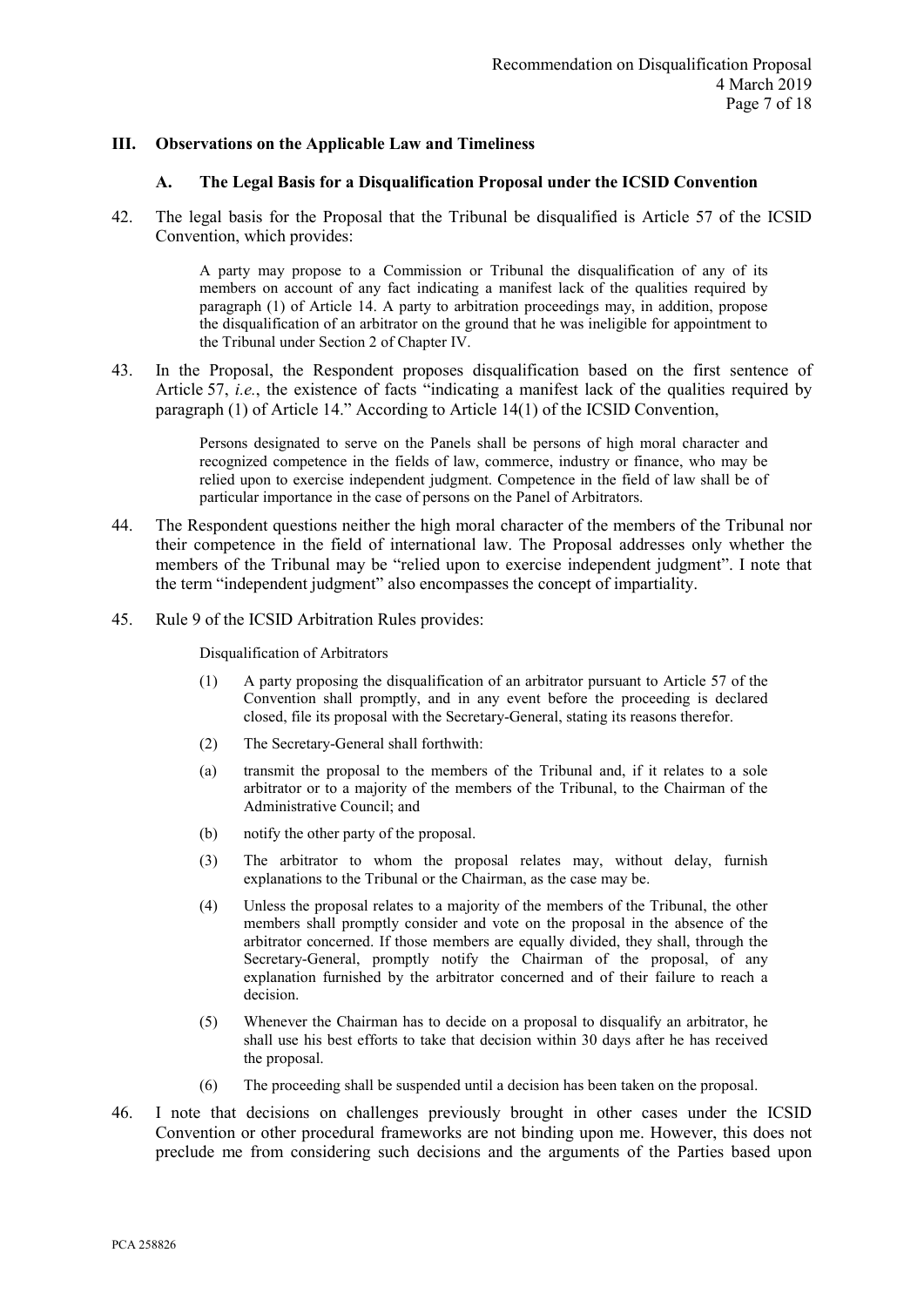## III. Observations on the Applicable Law and Timeliness

### A. The Legal Basis for a Disqualification Proposal under the ICSID Convention

42. The legal basis for the Proposal that the Tribunal be disqualified is Article 57 of the ICSID Convention, which provides:

> A party may propose to a Commission or Tribunal the disqualification of any of its members on account of any fact indicating a manifest lack of the qualities required by paragraph (1) of Article 14. A party to arbitration proceedings may, in addition, propose the disqualification of an arbitrator on the ground that he was ineligible for appointment to the Tribunal under Section 2 of Chapter IV.

43. In the Proposal, the Respondent proposes disqualification based on the first sentence of Article 57, *i.e.*, the existence of facts "indicating a manifest lack of the qualities required by paragraph (1) of Article 14." According to Article 14(1) of the ICSID Convention,

> Persons designated to serve on the Panels shall be persons of high moral character and recognized competence in the fields of law, commerce, industry or finance, who may be relied upon to exercise independent judgment. Competence in the field of law shall be of particular importance in the case of persons on the Panel of Arbitrators.

44. The Respondent questions neither the high moral character of the members of the Tribunal nor their competence in the field of international law. The Proposal addresses only whether the members of the Tribunal may be "relied upon to exercise independent judgment". I note that the term "independent judgment" also encompasses the concept of impartiality.

45. Rule 9 of the ICSID Arbitration Rules provides:

> Disqualification of Arbitrators
>
> (1) A party proposing the disqualification of an arbitrator pursuant to Article 57 of the Convention shall promptly, and in any event before the proceeding is declared closed, file its proposal with the Secretary-General, stating its reasons therefor.
>
> (2) The Secretary-General shall forthwith:
>
> (a) transmit the proposal to the members of the Tribunal and, if it relates to a sole arbitrator or to a majority of the members of the Tribunal, to the Chairman of the Administrative Council; and
>
> (b) notify the other party of the proposal.
>
> (3) The arbitrator to whom the proposal relates may, without delay, furnish explanations to the Tribunal or the Chairman, as the case may be.
>
> (4) Unless the proposal relates to a majority of the members of the Tribunal, the other members shall promptly consider and vote on the proposal in the absence of the arbitrator concerned. If those members are equally divided, they shall, through the Secretary-General, promptly notify the Chairman of the proposal, of any explanation furnished by the arbitrator concerned and of their failure to reach a decision.
>
> (5) Whenever the Chairman has to decide on a proposal to disqualify an arbitrator, he shall use his best efforts to take that decision within 30 days after he has received the proposal.
>
> (6) The proceeding shall be suspended until a decision has been taken on the proposal.

46. I note that decisions on challenges previously brought in other cases under the ICSID Convention or other procedural frameworks are not binding upon me. However, this does not preclude me from considering such decisions and the arguments of the Parties based upon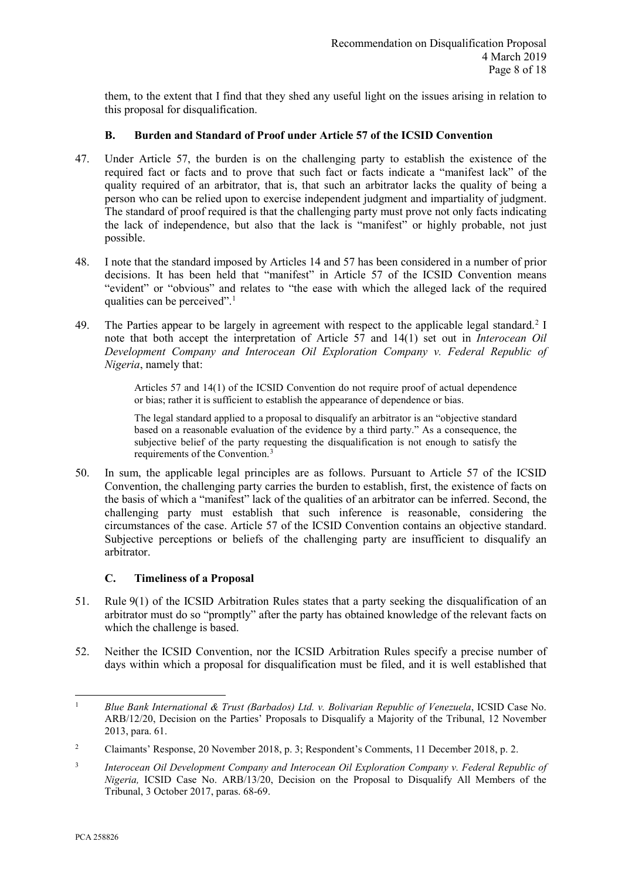them, to the extent that I find that they shed any useful light on the issues arising in relation to this proposal for disqualification.

### B. Burden and Standard of Proof under Article 57 of the ICSID Convention

47. Under Article 57, the burden is on the challenging party to establish the existence of the required fact or facts and to prove that such fact or facts indicate a "manifest lack" of the quality required of an arbitrator, that is, that such an arbitrator lacks the quality of being a person who can be relied upon to exercise independent judgment and impartiality of judgment. The standard of proof required is that the challenging party must prove not only facts indicating the lack of independence, but also that the lack is "manifest" or highly probable, not just possible.

48. I note that the standard imposed by Articles 14 and 57 has been considered in a number of prior decisions. It has been held that "manifest" in Article 57 of the ICSID Convention means "evident" or "obvious" and relates to "the ease with which the alleged lack of the required qualities can be perceived".[1]

49. The Parties appear to be largely in agreement with respect to the applicable legal standard.[2] I note that both accept the interpretation of Article 57 and 14(1) set out in *Interocean Oil Development Company and Interocean Oil Exploration Company v. Federal Republic of Nigeria*, namely that:

> Articles 57 and 14(1) of the ICSID Convention do not require proof of actual dependence or bias; rather it is sufficient to establish the appearance of dependence or bias.
>
> The legal standard applied to a proposal to disqualify an arbitrator is an "objective standard based on a reasonable evaluation of the evidence by a third party." As a consequence, the subjective belief of the party requesting the disqualification is not enough to satisfy the requirements of the Convention.[3]

50. In sum, the applicable legal principles are as follows. Pursuant to Article 57 of the ICSID Convention, the challenging party carries the burden to establish, first, the existence of facts on the basis of which a "manifest" lack of the qualities of an arbitrator can be inferred. Second, the challenging party must establish that such inference is reasonable, considering the circumstances of the case. Article 57 of the ICSID Convention contains an objective standard. Subjective perceptions or beliefs of the challenging party are insufficient to disqualify an arbitrator.

### C. Timeliness of a Proposal

51. Rule 9(1) of the ICSID Arbitration Rules states that a party seeking the disqualification of an arbitrator must do so "promptly" after the party has obtained knowledge of the relevant facts on which the challenge is based.

52. Neither the ICSID Convention, nor the ICSID Arbitration Rules specify a precise number of days within which a proposal for disqualification must be filed, and it is well established that

---

[1] *Blue Bank International & Trust (Barbados) Ltd. v. Bolivarian Republic of Venezuela*, ICSID Case No. ARB/12/20, Decision on the Parties' Proposals to Disqualify a Majority of the Tribunal, 12 November 2013, para. 61.

[2] Claimants' Response, 20 November 2018, p. 3; Respondent's Comments, 11 December 2018, p. 2.

[3] *Interocean Oil Development Company and Interocean Oil Exploration Company v. Federal Republic of Nigeria,* ICSID Case No. ARB/13/20, Decision on the Proposal to Disqualify All Members of the Tribunal, 3 October 2017, paras. 68-69.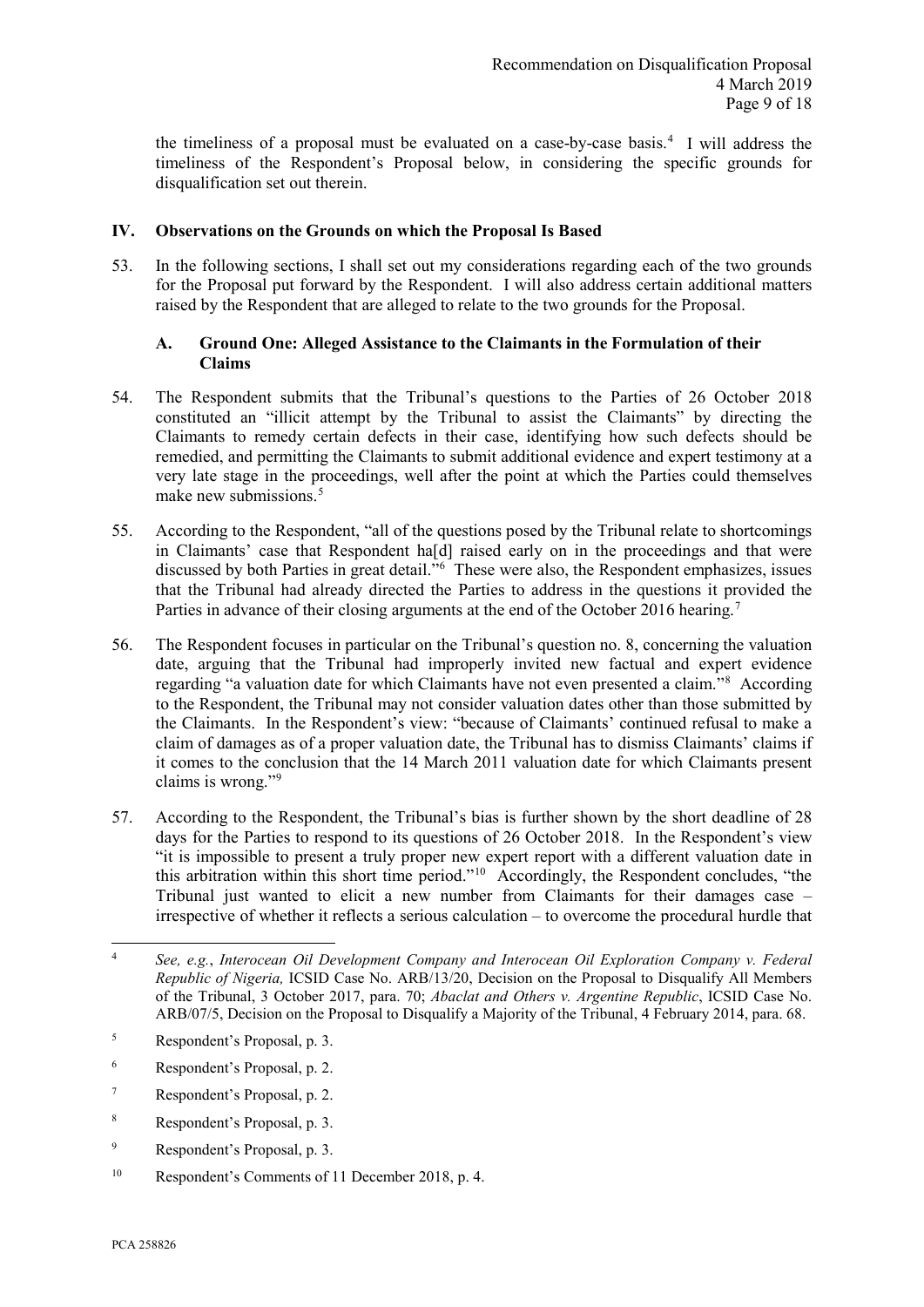the timeliness of a proposal must be evaluated on a case-by-case basis.[4] I will address the timeliness of the Respondent's Proposal below, in considering the specific grounds for disqualification set out therein.

## IV. Observations on the Grounds on which the Proposal Is Based

53. In the following sections, I shall set out my considerations regarding each of the two grounds for the Proposal put forward by the Respondent. I will also address certain additional matters raised by the Respondent that are alleged to relate to the two grounds for the Proposal.

### A. Ground One: Alleged Assistance to the Claimants in the Formulation of their Claims

54. The Respondent submits that the Tribunal's questions to the Parties of 26 October 2018 constituted an "illicit attempt by the Tribunal to assist the Claimants" by directing the Claimants to remedy certain defects in their case, identifying how such defects should be remedied, and permitting the Claimants to submit additional evidence and expert testimony at a very late stage in the proceedings, well after the point at which the Parties could themselves make new submissions.[5]

55. According to the Respondent, "all of the questions posed by the Tribunal relate to shortcomings in Claimants' case that Respondent ha[d] raised early on in the proceedings and that were discussed by both Parties in great detail."[6] These were also, the Respondent emphasizes, issues that the Tribunal had already directed the Parties to address in the questions it provided the Parties in advance of their closing arguments at the end of the October 2016 hearing.[7]

56. The Respondent focuses in particular on the Tribunal's question no. 8, concerning the valuation date, arguing that the Tribunal had improperly invited new factual and expert evidence regarding "a valuation date for which Claimants have not even presented a claim."[8] According to the Respondent, the Tribunal may not consider valuation dates other than those submitted by the Claimants. In the Respondent's view: "because of Claimants' continued refusal to make a claim of damages as of a proper valuation date, the Tribunal has to dismiss Claimants' claims if it comes to the conclusion that the 14 March 2011 valuation date for which Claimants present claims is wrong."[9]

57. According to the Respondent, the Tribunal's bias is further shown by the short deadline of 28 days for the Parties to respond to its questions of 26 October 2018. In the Respondent's view "it is impossible to present a truly proper new expert report with a different valuation date in this arbitration within this short time period."[10] Accordingly, the Respondent concludes, "the Tribunal just wanted to elicit a new number from Claimants for their damages case – irrespective of whether it reflects a serious calculation – to overcome the procedural hurdle that

---

[4] *See, e.g.*, *Interocean Oil Development Company and Interocean Oil Exploration Company v. Federal Republic of Nigeria,* ICSID Case No. ARB/13/20, Decision on the Proposal to Disqualify All Members of the Tribunal, 3 October 2017, para. 70; *Abaclat and Others v. Argentine Republic*, ICSID Case No. ARB/07/5, Decision on the Proposal to Disqualify a Majority of the Tribunal, 4 February 2014, para. 68.

[5] Respondent's Proposal, p. 3.

[6] Respondent's Proposal, p. 2.

[7] Respondent's Proposal, p. 2.

[8] Respondent's Proposal, p. 3.

[9] Respondent's Proposal, p. 3.

[10] Respondent's Comments of 11 December 2018, p. 4.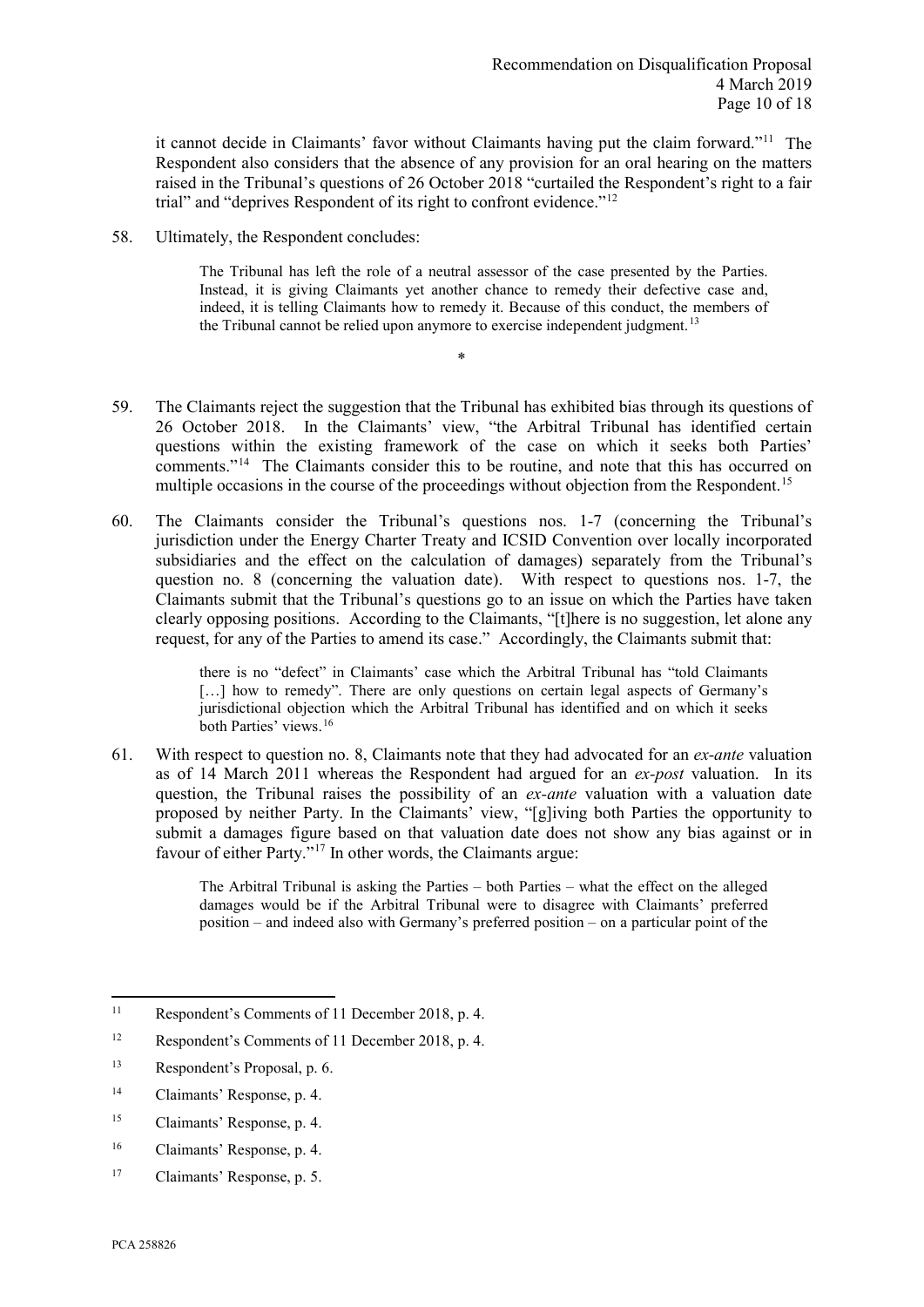it cannot decide in Claimants' favor without Claimants having put the claim forward."[11] The Respondent also considers that the absence of any provision for an oral hearing on the matters raised in the Tribunal's questions of 26 October 2018 "curtailed the Respondent's right to a fair trial" and "deprives Respondent of its right to confront evidence."[12]

58. Ultimately, the Respondent concludes:

> The Tribunal has left the role of a neutral assessor of the case presented by the Parties. Instead, it is giving Claimants yet another chance to remedy their defective case and, indeed, it is telling Claimants how to remedy it. Because of this conduct, the members of the Tribunal cannot be relied upon anymore to exercise independent judgment.[13]

*

59. The Claimants reject the suggestion that the Tribunal has exhibited bias through its questions of 26 October 2018. In the Claimants' view, "the Arbitral Tribunal has identified certain questions within the existing framework of the case on which it seeks both Parties' comments."[14] The Claimants consider this to be routine, and note that this has occurred on multiple occasions in the course of the proceedings without objection from the Respondent.[15]

60. The Claimants consider the Tribunal's questions nos. 1-7 (concerning the Tribunal's jurisdiction under the Energy Charter Treaty and ICSID Convention over locally incorporated subsidiaries and the effect on the calculation of damages) separately from the Tribunal's question no. 8 (concerning the valuation date). With respect to questions nos. 1-7, the Claimants submit that the Tribunal's questions go to an issue on which the Parties have taken clearly opposing positions. According to the Claimants, "[t]here is no suggestion, let alone any request, for any of the Parties to amend its case." Accordingly, the Claimants submit that:

> there is no "defect" in Claimants' case which the Arbitral Tribunal has "told Claimants […] how to remedy". There are only questions on certain legal aspects of Germany's jurisdictional objection which the Arbitral Tribunal has identified and on which it seeks both Parties' views.[16]

61. With respect to question no. 8, Claimants note that they had advocated for an *ex-ante* valuation as of 14 March 2011 whereas the Respondent had argued for an *ex-post* valuation. In its question, the Tribunal raises the possibility of an *ex-ante* valuation with a valuation date proposed by neither Party. In the Claimants' view, "[g]iving both Parties the opportunity to submit a damages figure based on that valuation date does not show any bias against or in favour of either Party."[17] In other words, the Claimants argue:

> The Arbitral Tribunal is asking the Parties – both Parties – what the effect on the alleged damages would be if the Arbitral Tribunal were to disagree with Claimants' preferred position – and indeed also with Germany's preferred position – on a particular point of the

---

[11] Respondent's Comments of 11 December 2018, p. 4.

[12] Respondent's Comments of 11 December 2018, p. 4.

[13] Respondent's Proposal, p. 6.

[14] Claimants' Response, p. 4.

[15] Claimants' Response, p. 4.

[16] Claimants' Response, p. 4.

[17] Claimants' Response, p. 5.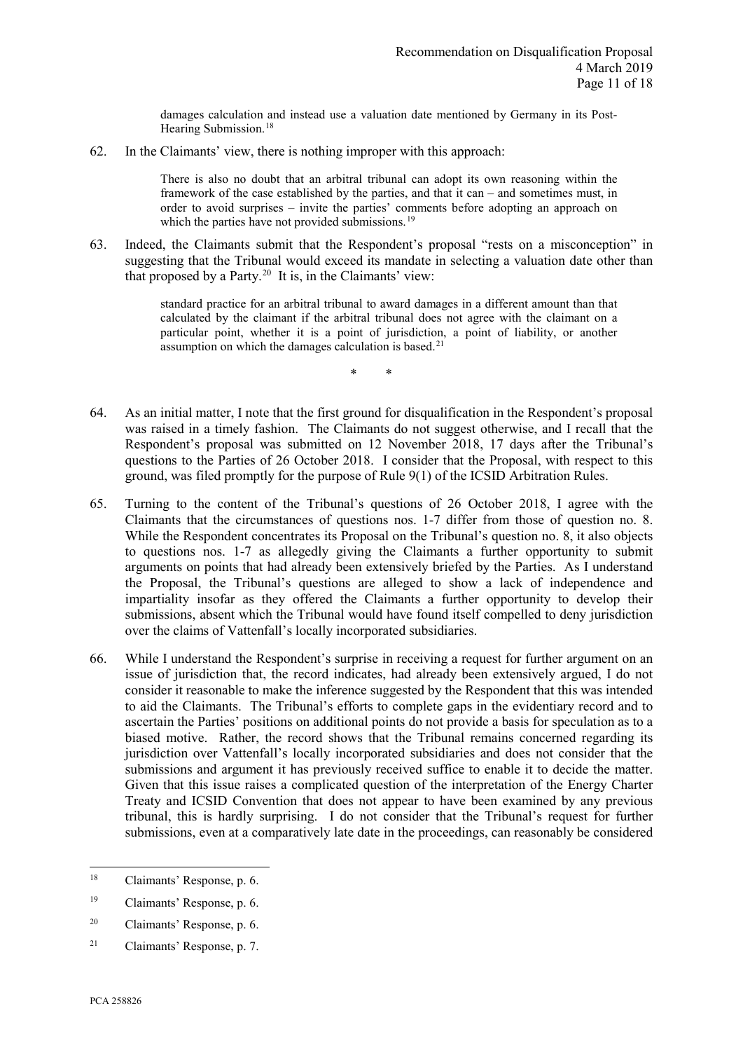damages calculation and instead use a valuation date mentioned by Germany in its Post-Hearing Submission.[18]

62. In the Claimants' view, there is nothing improper with this approach:

> There is also no doubt that an arbitral tribunal can adopt its own reasoning within the framework of the case established by the parties, and that it can – and sometimes must, in order to avoid surprises – invite the parties' comments before adopting an approach on which the parties have not provided submissions.[19]

63. Indeed, the Claimants submit that the Respondent's proposal "rests on a misconception" in suggesting that the Tribunal would exceed its mandate in selecting a valuation date other than that proposed by a Party.[20] It is, in the Claimants' view:

> standard practice for an arbitral tribunal to award damages in a different amount than that calculated by the claimant if the arbitral tribunal does not agree with the claimant on a particular point, whether it is a point of jurisdiction, a point of liability, or another assumption on which the damages calculation is based.[21]

\* \*

64. As an initial matter, I note that the first ground for disqualification in the Respondent's proposal was raised in a timely fashion. The Claimants do not suggest otherwise, and I recall that the Respondent's proposal was submitted on 12 November 2018, 17 days after the Tribunal's questions to the Parties of 26 October 2018. I consider that the Proposal, with respect to this ground, was filed promptly for the purpose of Rule 9(1) of the ICSID Arbitration Rules.

65. Turning to the content of the Tribunal's questions of 26 October 2018, I agree with the Claimants that the circumstances of questions nos. 1-7 differ from those of question no. 8. While the Respondent concentrates its Proposal on the Tribunal's question no. 8, it also objects to questions nos. 1-7 as allegedly giving the Claimants a further opportunity to submit arguments on points that had already been extensively briefed by the Parties. As I understand the Proposal, the Tribunal's questions are alleged to show a lack of independence and impartiality insofar as they offered the Claimants a further opportunity to develop their submissions, absent which the Tribunal would have found itself compelled to deny jurisdiction over the claims of Vattenfall's locally incorporated subsidiaries.

66. While I understand the Respondent's surprise in receiving a request for further argument on an issue of jurisdiction that, the record indicates, had already been extensively argued, I do not consider it reasonable to make the inference suggested by the Respondent that this was intended to aid the Claimants. The Tribunal's efforts to complete gaps in the evidentiary record and to ascertain the Parties' positions on additional points do not provide a basis for speculation as to a biased motive. Rather, the record shows that the Tribunal remains concerned regarding its jurisdiction over Vattenfall's locally incorporated subsidiaries and does not consider that the submissions and argument it has previously received suffice to enable it to decide the matter. Given that this issue raises a complicated question of the interpretation of the Energy Charter Treaty and ICSID Convention that does not appear to have been examined by any previous tribunal, this is hardly surprising. I do not consider that the Tribunal's request for further submissions, even at a comparatively late date in the proceedings, can reasonably be considered

---

[18] Claimants' Response, p. 6.

[19] Claimants' Response, p. 6.

[20] Claimants' Response, p. 6.

[21] Claimants' Response, p. 7.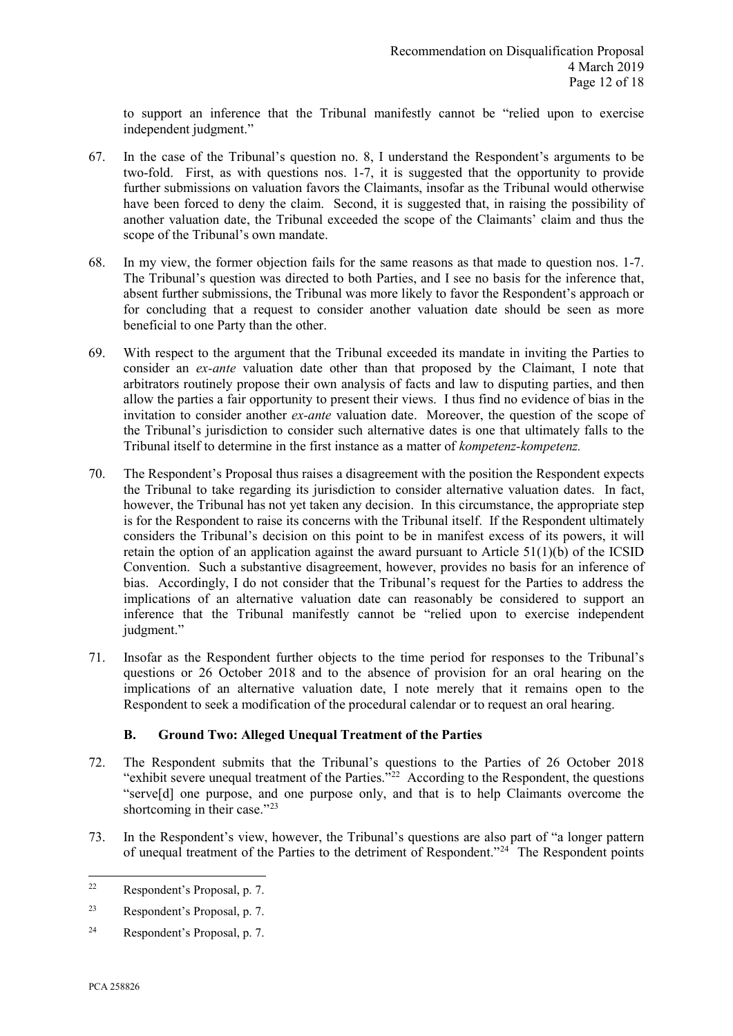to support an inference that the Tribunal manifestly cannot be "relied upon to exercise independent judgment."

67. In the case of the Tribunal's question no. 8, I understand the Respondent's arguments to be two-fold. First, as with questions nos. 1-7, it is suggested that the opportunity to provide further submissions on valuation favors the Claimants, insofar as the Tribunal would otherwise have been forced to deny the claim. Second, it is suggested that, in raising the possibility of another valuation date, the Tribunal exceeded the scope of the Claimants' claim and thus the scope of the Tribunal's own mandate.

68. In my view, the former objection fails for the same reasons as that made to question nos. 1-7. The Tribunal's question was directed to both Parties, and I see no basis for the inference that, absent further submissions, the Tribunal was more likely to favor the Respondent's approach or for concluding that a request to consider another valuation date should be seen as more beneficial to one Party than the other.

69. With respect to the argument that the Tribunal exceeded its mandate in inviting the Parties to consider an *ex-ante* valuation date other than that proposed by the Claimant, I note that arbitrators routinely propose their own analysis of facts and law to disputing parties, and then allow the parties a fair opportunity to present their views. I thus find no evidence of bias in the invitation to consider another *ex-ante* valuation date. Moreover, the question of the scope of the Tribunal's jurisdiction to consider such alternative dates is one that ultimately falls to the Tribunal itself to determine in the first instance as a matter of *kompetenz-kompetenz*.

70. The Respondent's Proposal thus raises a disagreement with the position the Respondent expects the Tribunal to take regarding its jurisdiction to consider alternative valuation dates. In fact, however, the Tribunal has not yet taken any decision. In this circumstance, the appropriate step is for the Respondent to raise its concerns with the Tribunal itself. If the Respondent ultimately considers the Tribunal's decision on this point to be in manifest excess of its powers, it will retain the option of an application against the award pursuant to Article 51(1)(b) of the ICSID Convention. Such a substantive disagreement, however, provides no basis for an inference of bias. Accordingly, I do not consider that the Tribunal's request for the Parties to address the implications of an alternative valuation date can reasonably be considered to support an inference that the Tribunal manifestly cannot be "relied upon to exercise independent judgment."

71. Insofar as the Respondent further objects to the time period for responses to the Tribunal's questions or 26 October 2018 and to the absence of provision for an oral hearing on the implications of an alternative valuation date, I note merely that it remains open to the Respondent to seek a modification of the procedural calendar or to request an oral hearing.

### B. Ground Two: Alleged Unequal Treatment of the Parties

72. The Respondent submits that the Tribunal's questions to the Parties of 26 October 2018 "exhibit severe unequal treatment of the Parties."[22] According to the Respondent, the questions "serve[d] one purpose, and one purpose only, and that is to help Claimants overcome the shortcoming in their case."[23]

73. In the Respondent's view, however, the Tribunal's questions are also part of "a longer pattern of unequal treatment of the Parties to the detriment of Respondent."[24] The Respondent points

---

[22] Respondent's Proposal, p. 7.

[23] Respondent's Proposal, p. 7.

[24] Respondent's Proposal, p. 7.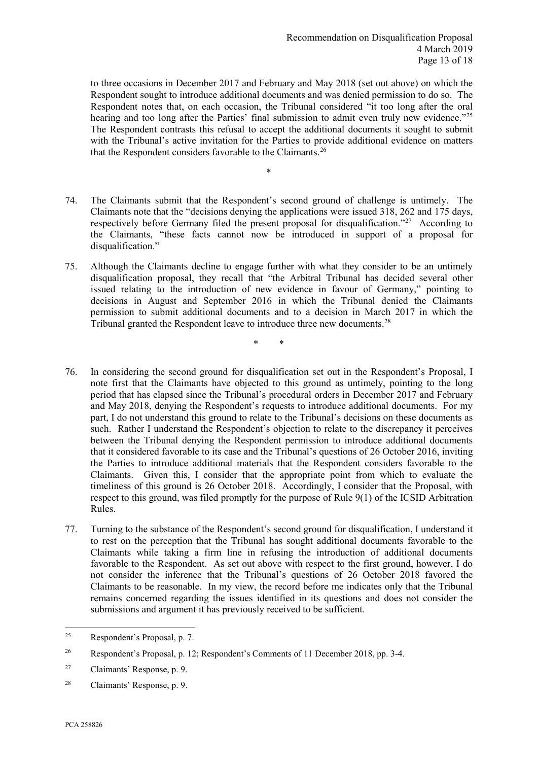to three occasions in December 2017 and February and May 2018 (set out above) on which the Respondent sought to introduce additional documents and was denied permission to do so. The Respondent notes that, on each occasion, the Tribunal considered "it too long after the oral hearing and too long after the Parties' final submission to admit even truly new evidence."[25] The Respondent contrasts this refusal to accept the additional documents it sought to submit with the Tribunal's active invitation for the Parties to provide additional evidence on matters that the Respondent considers favorable to the Claimants.[26]

*

74. The Claimants submit that the Respondent's second ground of challenge is untimely. The Claimants note that the "decisions denying the applications were issued 318, 262 and 175 days, respectively before Germany filed the present proposal for disqualification."[27] According to the Claimants, "these facts cannot now be introduced in support of a proposal for disqualification."

75. Although the Claimants decline to engage further with what they consider to be an untimely disqualification proposal, they recall that "the Arbitral Tribunal has decided several other issued relating to the introduction of new evidence in favour of Germany," pointing to decisions in August and September 2016 in which the Tribunal denied the Claimants permission to submit additional documents and to a decision in March 2017 in which the Tribunal granted the Respondent leave to introduce three new documents.[28]

\* \*

76. In considering the second ground for disqualification set out in the Respondent's Proposal, I note first that the Claimants have objected to this ground as untimely, pointing to the long period that has elapsed since the Tribunal's procedural orders in December 2017 and February and May 2018, denying the Respondent's requests to introduce additional documents. For my part, I do not understand this ground to relate to the Tribunal's decisions on these documents as such. Rather I understand the Respondent's objection to relate to the discrepancy it perceives between the Tribunal denying the Respondent permission to introduce additional documents that it considered favorable to its case and the Tribunal's questions of 26 October 2016, inviting the Parties to introduce additional materials that the Respondent considers favorable to the Claimants. Given this, I consider that the appropriate point from which to evaluate the timeliness of this ground is 26 October 2018. Accordingly, I consider that the Proposal, with respect to this ground, was filed promptly for the purpose of Rule 9(1) of the ICSID Arbitration Rules.

77. Turning to the substance of the Respondent's second ground for disqualification, I understand it to rest on the perception that the Tribunal has sought additional documents favorable to the Claimants while taking a firm line in refusing the introduction of additional documents favorable to the Respondent. As set out above with respect to the first ground, however, I do not consider the inference that the Tribunal's questions of 26 October 2018 favored the Claimants to be reasonable. In my view, the record before me indicates only that the Tribunal remains concerned regarding the issues identified in its questions and does not consider the submissions and argument it has previously received to be sufficient.

---

[25] Respondent's Proposal, p. 7.

[26] Respondent's Proposal, p. 12; Respondent's Comments of 11 December 2018, pp. 3-4.

[27] Claimants' Response, p. 9.

[28] Claimants' Response, p. 9.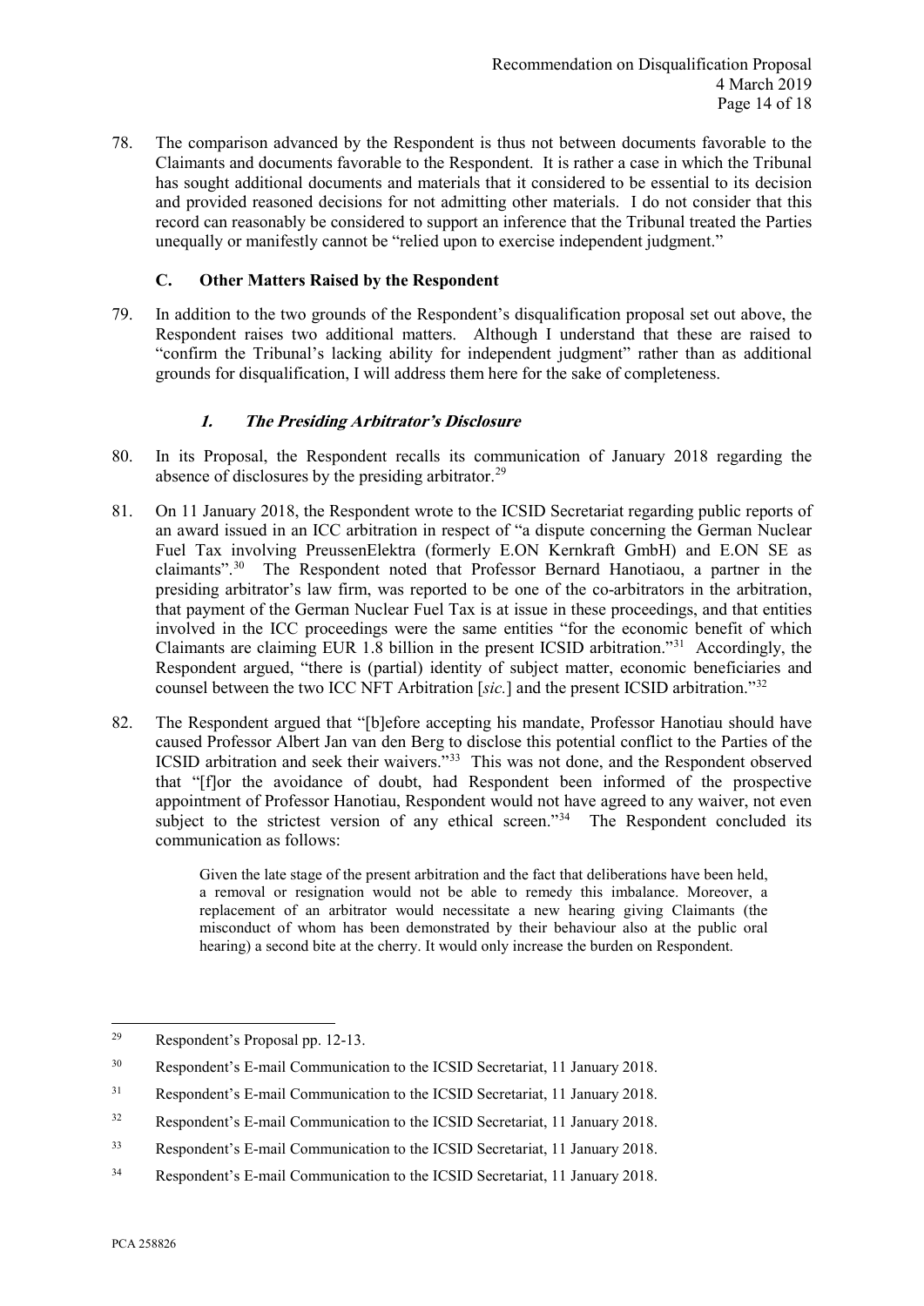78. The comparison advanced by the Respondent is thus not between documents favorable to the Claimants and documents favorable to the Respondent. It is rather a case in which the Tribunal has sought additional documents and materials that it considered to be essential to its decision and provided reasoned decisions for not admitting other materials. I do not consider that this record can reasonably be considered to support an inference that the Tribunal treated the Parties unequally or manifestly cannot be "relied upon to exercise independent judgment."

### C. Other Matters Raised by the Respondent

79. In addition to the two grounds of the Respondent's disqualification proposal set out above, the Respondent raises two additional matters. Although I understand that these are raised to "confirm the Tribunal's lacking ability for independent judgment" rather than as additional grounds for disqualification, I will address them here for the sake of completeness.

#### *1. The Presiding Arbitrator's Disclosure*

80. In its Proposal, the Respondent recalls its communication of January 2018 regarding the absence of disclosures by the presiding arbitrator.[29]

81. On 11 January 2018, the Respondent wrote to the ICSID Secretariat regarding public reports of an award issued in an ICC arbitration in respect of "a dispute concerning the German Nuclear Fuel Tax involving PreussenElektra (formerly E.ON Kernkraft GmbH) and E.ON SE as claimants".[30] The Respondent noted that Professor Bernard Hanotiaou, a partner in the presiding arbitrator's law firm, was reported to be one of the co-arbitrators in the arbitration, that payment of the German Nuclear Fuel Tax is at issue in these proceedings, and that entities involved in the ICC proceedings were the same entities "for the economic benefit of which Claimants are claiming EUR 1.8 billion in the present ICSID arbitration."[31] Accordingly, the Respondent argued, "there is (partial) identity of subject matter, economic beneficiaries and counsel between the two ICC NFT Arbitration [*sic.*] and the present ICSID arbitration."[32]

82. The Respondent argued that "[b]efore accepting his mandate, Professor Hanotiau should have caused Professor Albert Jan van den Berg to disclose this potential conflict to the Parties of the ICSID arbitration and seek their waivers."[33] This was not done, and the Respondent observed that "[f]or the avoidance of doubt, had Respondent been informed of the prospective appointment of Professor Hanotiau, Respondent would not have agreed to any waiver, not even subject to the strictest version of any ethical screen."[34] The Respondent concluded its communication as follows:

> Given the late stage of the present arbitration and the fact that deliberations have been held, a removal or resignation would not be able to remedy this imbalance. Moreover, a replacement of an arbitrator would necessitate a new hearing giving Claimants (the misconduct of whom has been demonstrated by their behaviour also at the public oral hearing) a second bite at the cherry. It would only increase the burden on Respondent.

---

[29] Respondent's Proposal pp. 12-13.

[30] Respondent's E-mail Communication to the ICSID Secretariat, 11 January 2018.

[31] Respondent's E-mail Communication to the ICSID Secretariat, 11 January 2018.

[32] Respondent's E-mail Communication to the ICSID Secretariat, 11 January 2018.

[33] Respondent's E-mail Communication to the ICSID Secretariat, 11 January 2018.

[34] Respondent's E-mail Communication to the ICSID Secretariat, 11 January 2018.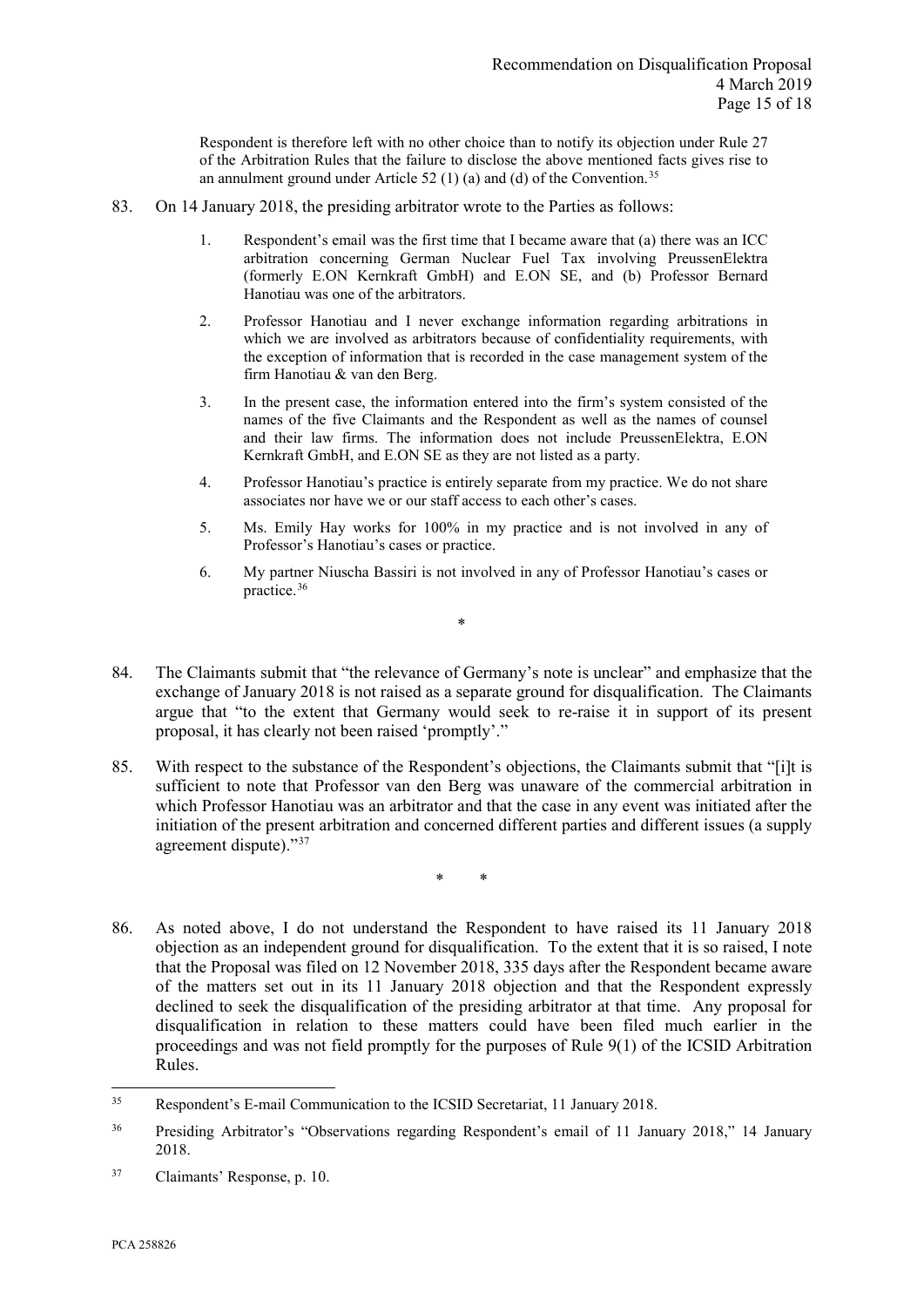Respondent is therefore left with no other choice than to notify its objection under Rule 27 of the Arbitration Rules that the failure to disclose the above mentioned facts gives rise to an annulment ground under Article 52 (1) (a) and (d) of the Convention.[35]

83. On 14 January 2018, the presiding arbitrator wrote to the Parties as follows:

> 1. Respondent's email was the first time that I became aware that (a) there was an ICC arbitration concerning German Nuclear Fuel Tax involving PreussenElektra (formerly E.ON Kernkraft GmbH) and E.ON SE, and (b) Professor Bernard Hanotiau was one of the arbitrators.
>
> 2. Professor Hanotiau and I never exchange information regarding arbitrations in which we are involved as arbitrators because of confidentiality requirements, with the exception of information that is recorded in the case management system of the firm Hanotiau & van den Berg.
>
> 3. In the present case, the information entered into the firm's system consisted of the names of the five Claimants and the Respondent as well as the names of counsel and their law firms. The information does not include PreussenElektra, E.ON Kernkraft GmbH, and E.ON SE as they are not listed as a party.
>
> 4. Professor Hanotiau's practice is entirely separate from my practice. We do not share associates nor have we or our staff access to each other's cases.
>
> 5. Ms. Emily Hay works for 100% in my practice and is not involved in any of Professor's Hanotiau's cases or practice.
>
> 6. My partner Niuscha Bassiri is not involved in any of Professor Hanotiau's cases or practice.[36]

*

84. The Claimants submit that "the relevance of Germany's note is unclear" and emphasize that the exchange of January 2018 is not raised as a separate ground for disqualification. The Claimants argue that "to the extent that Germany would seek to re-raise it in support of its present proposal, it has clearly not been raised 'promptly'."

85. With respect to the substance of the Respondent's objections, the Claimants submit that "[i]t is sufficient to note that Professor van den Berg was unaware of the commercial arbitration in which Professor Hanotiau was an arbitrator and that the case in any event was initiated after the initiation of the present arbitration and concerned different parties and different issues (a supply agreement dispute)."[37]

\* \*

86. As noted above, I do not understand the Respondent to have raised its 11 January 2018 objection as an independent ground for disqualification. To the extent that it is so raised, I note that the Proposal was filed on 12 November 2018, 335 days after the Respondent became aware of the matters set out in its 11 January 2018 objection and that the Respondent expressly declined to seek the disqualification of the presiding arbitrator at that time. Any proposal for disqualification in relation to these matters could have been filed much earlier in the proceedings and was not field promptly for the purposes of Rule 9(1) of the ICSID Arbitration Rules.

---

[35] Respondent's E-mail Communication to the ICSID Secretariat, 11 January 2018.

[36] Presiding Arbitrator's "Observations regarding Respondent's email of 11 January 2018," 14 January 2018.

[37] Claimants' Response, p. 10.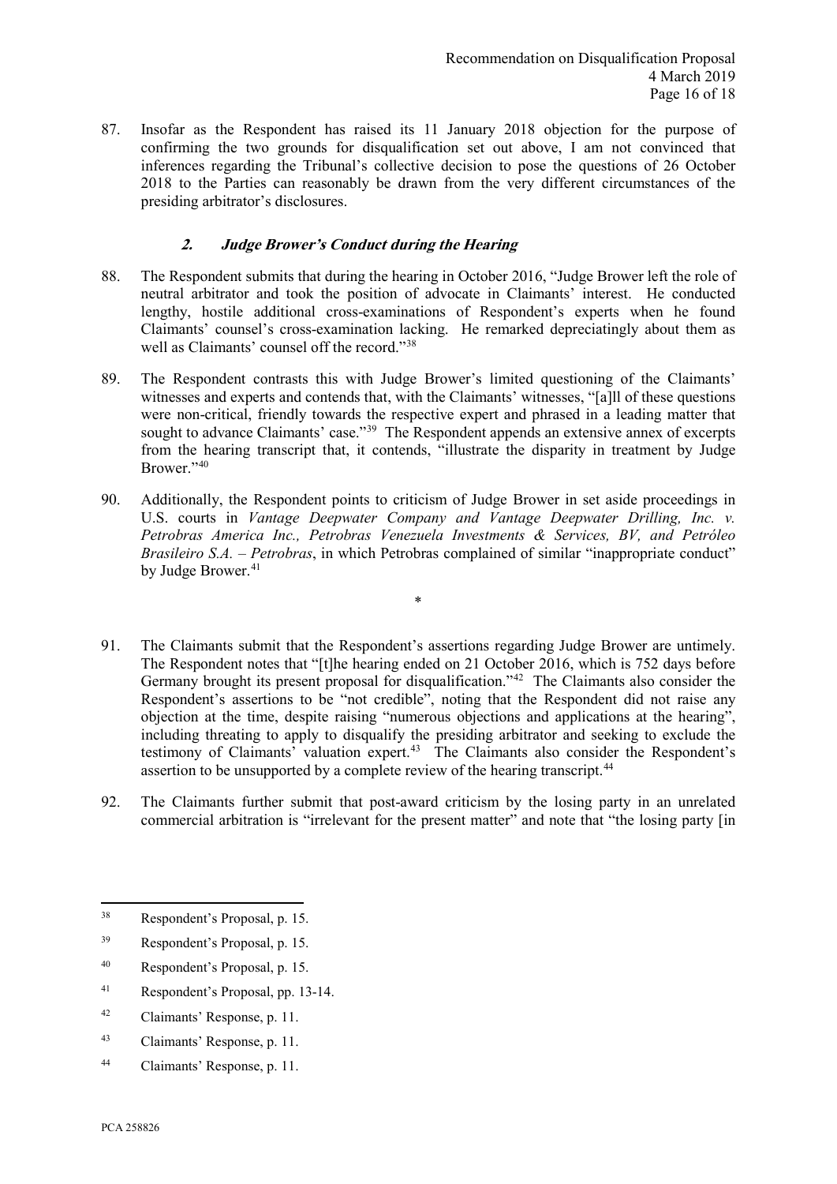87. Insofar as the Respondent has raised its 11 January 2018 objection for the purpose of confirming the two grounds for disqualification set out above, I am not convinced that inferences regarding the Tribunal's collective decision to pose the questions of 26 October 2018 to the Parties can reasonably be drawn from the very different circumstances of the presiding arbitrator's disclosures.

### *2. Judge Brower's Conduct during the Hearing*

88. The Respondent submits that during the hearing in October 2016, "Judge Brower left the role of neutral arbitrator and took the position of advocate in Claimants' interest. He conducted lengthy, hostile additional cross-examinations of Respondent's experts when he found Claimants' counsel's cross-examination lacking. He remarked depreciatingly about them as well as Claimants' counsel off the record."[38]

89. The Respondent contrasts this with Judge Brower's limited questioning of the Claimants' witnesses and experts and contends that, with the Claimants' witnesses, "[a]ll of these questions were non-critical, friendly towards the respective expert and phrased in a leading matter that sought to advance Claimants' case."[39] The Respondent appends an extensive annex of excerpts from the hearing transcript that, it contends, "illustrate the disparity in treatment by Judge Brower."[40]

90. Additionally, the Respondent points to criticism of Judge Brower in set aside proceedings in U.S. courts in *Vantage Deepwater Company and Vantage Deepwater Drilling, Inc. v. Petrobras America Inc., Petrobras Venezuela Investments & Services, BV, and Petróleo Brasileiro S.A. – Petrobras*, in which Petrobras complained of similar "inappropriate conduct" by Judge Brower.[41]

\*

91. The Claimants submit that the Respondent's assertions regarding Judge Brower are untimely. The Respondent notes that "[t]he hearing ended on 21 October 2016, which is 752 days before Germany brought its present proposal for disqualification."[42] The Claimants also consider the Respondent's assertions to be "not credible", noting that the Respondent did not raise any objection at the time, despite raising "numerous objections and applications at the hearing", including threating to apply to disqualify the presiding arbitrator and seeking to exclude the testimony of Claimants' valuation expert.[43] The Claimants also consider the Respondent's assertion to be unsupported by a complete review of the hearing transcript.[44]

92. The Claimants further submit that post-award criticism by the losing party in an unrelated commercial arbitration is "irrelevant for the present matter" and note that "the losing party [in

---

[38] Respondent's Proposal, p. 15.

[39] Respondent's Proposal, p. 15.

[40] Respondent's Proposal, p. 15.

[41] Respondent's Proposal, pp. 13-14.

[42] Claimants' Response, p. 11.

[43] Claimants' Response, p. 11.

[44] Claimants' Response, p. 11.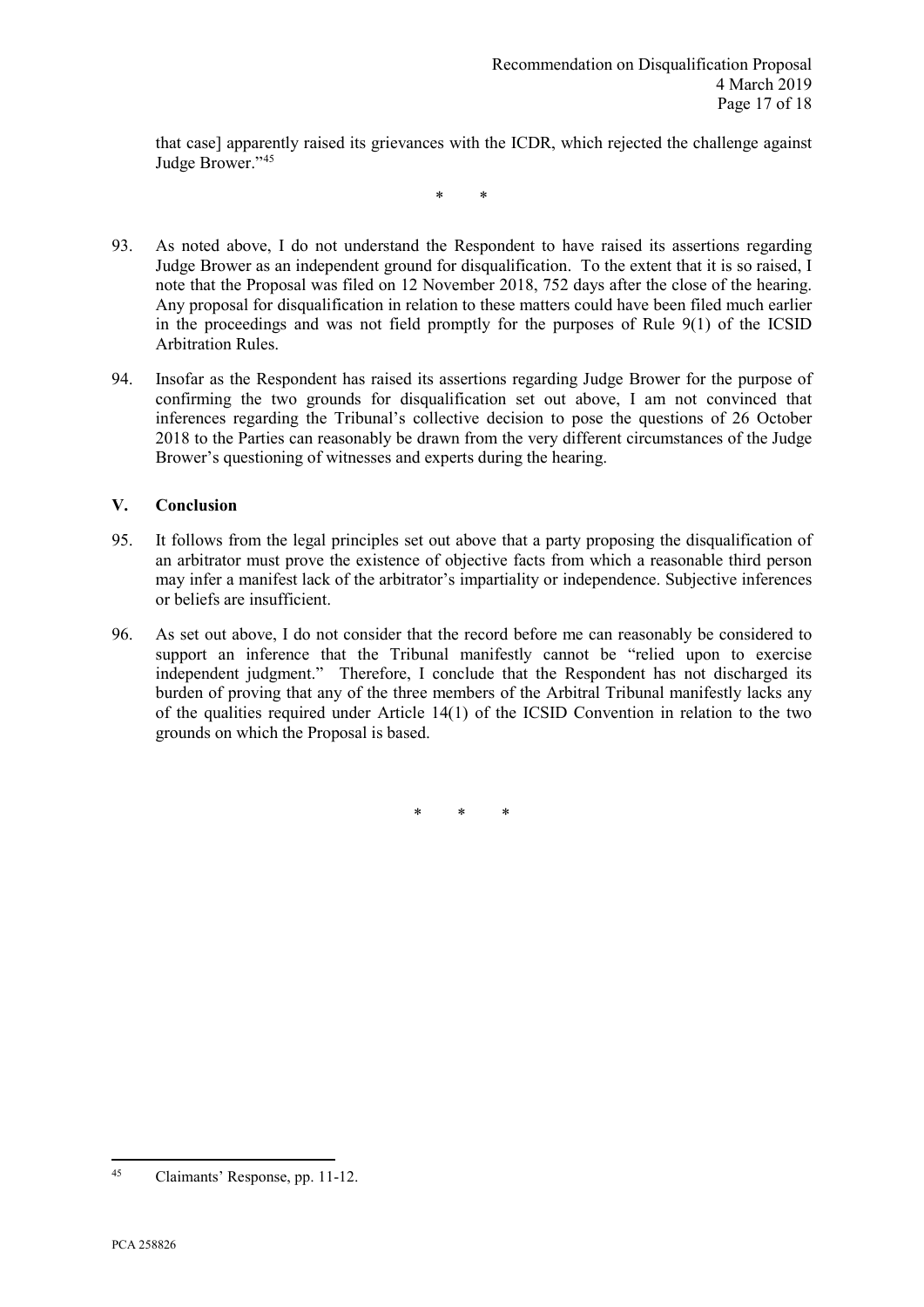that case] apparently raised its grievances with the ICDR, which rejected the challenge against Judge Brower."[45]

\* \*

93. As noted above, I do not understand the Respondent to have raised its assertions regarding Judge Brower as an independent ground for disqualification. To the extent that it is so raised, I note that the Proposal was filed on 12 November 2018, 752 days after the close of the hearing. Any proposal for disqualification in relation to these matters could have been filed much earlier in the proceedings and was not field promptly for the purposes of Rule 9(1) of the ICSID Arbitration Rules.

94. Insofar as the Respondent has raised its assertions regarding Judge Brower for the purpose of confirming the two grounds for disqualification set out above, I am not convinced that inferences regarding the Tribunal's collective decision to pose the questions of 26 October 2018 to the Parties can reasonably be drawn from the very different circumstances of the Judge Brower's questioning of witnesses and experts during the hearing.

## V. Conclusion

95. It follows from the legal principles set out above that a party proposing the disqualification of an arbitrator must prove the existence of objective facts from which a reasonable third person may infer a manifest lack of the arbitrator's impartiality or independence. Subjective inferences or beliefs are insufficient.

96. As set out above, I do not consider that the record before me can reasonably be considered to support an inference that the Tribunal manifestly cannot be "relied upon to exercise independent judgment." Therefore, I conclude that the Respondent has not discharged its burden of proving that any of the three members of the Arbitral Tribunal manifestly lacks any of the qualities required under Article 14(1) of the ICSID Convention in relation to the two grounds on which the Proposal is based.

\* \* \*

[45] Claimants' Response, pp. 11-12.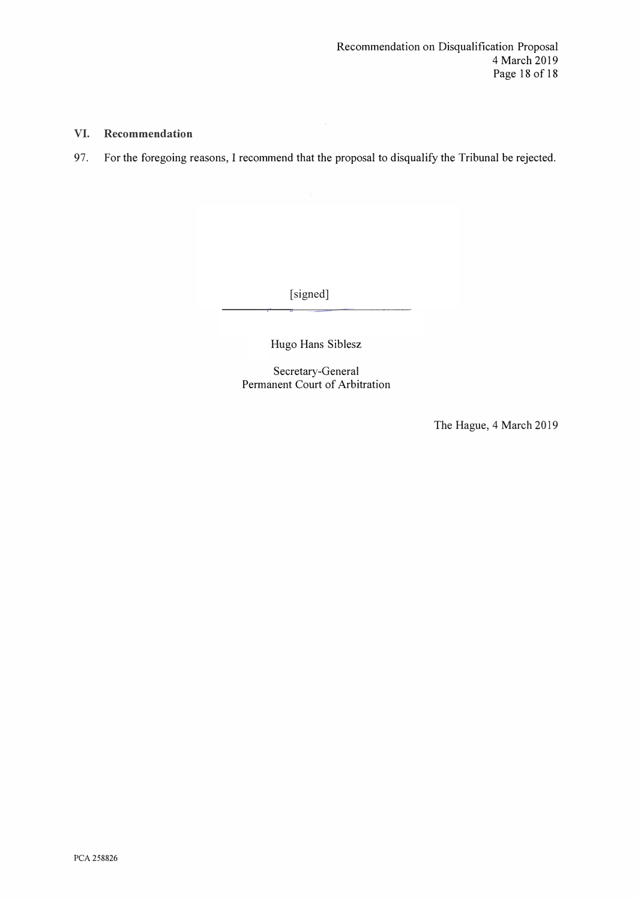## VI. Recommendation

97. For the foregoing reasons, I recommend that the proposal to disqualify the Tribunal be rejected.

[signed]

Hugo Hans Siblesz

Secretary-General
Permanent Court of Arbitration

The Hague, 4 March 2019

PCA 258826